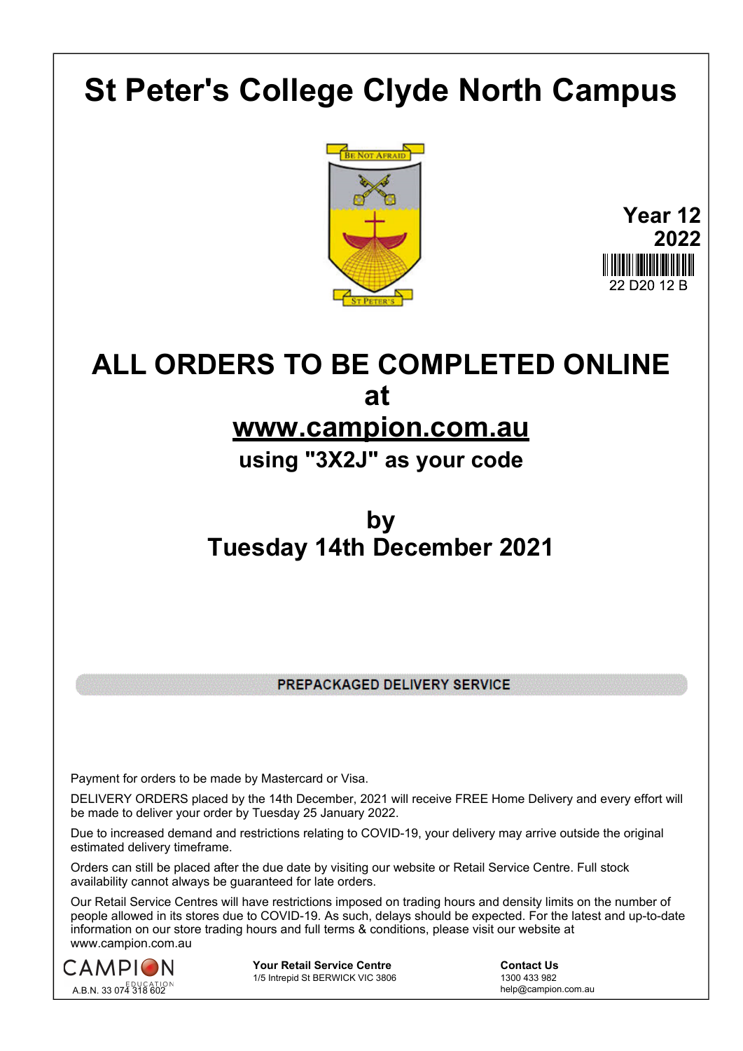# St Peter's College Clyde North Campus

BE NOT AFRAID

ST PETER'S

**Year 12**
**2022**

22 D20 12 B

# ALL ORDERS TO BE COMPLETED ONLINE at www.campion.com.au

## using "3X2J" as your code

## by Tuesday 14th December 2021

**PREPACKAGED DELIVERY SERVICE**

Payment for orders to be made by Mastercard or Visa.

DELIVERY ORDERS placed by the 14th December, 2021 will receive FREE Home Delivery and every effort will be made to deliver your order by Tuesday 25 January 2022.

Due to increased demand and restrictions relating to COVID-19, your delivery may arrive outside the original estimated delivery timeframe.

Orders can still be placed after the due date by visiting our website or Retail Service Centre. Full stock availability cannot always be guaranteed for late orders.

Our Retail Service Centres will have restrictions imposed on trading hours and density limits on the number of people allowed in its stores due to COVID-19. As such, delays should be expected. For the latest and up-to-date information on our store trading hours and full terms & conditions, please visit our website at www.campion.com.au

CAMPION EDUCATION
A.B.N. 33 074 318 602

**Your Retail Service Centre**
1/5 Intrepid St BERWICK VIC 3806

**Contact Us**
1300 433 982
help@campion.com.au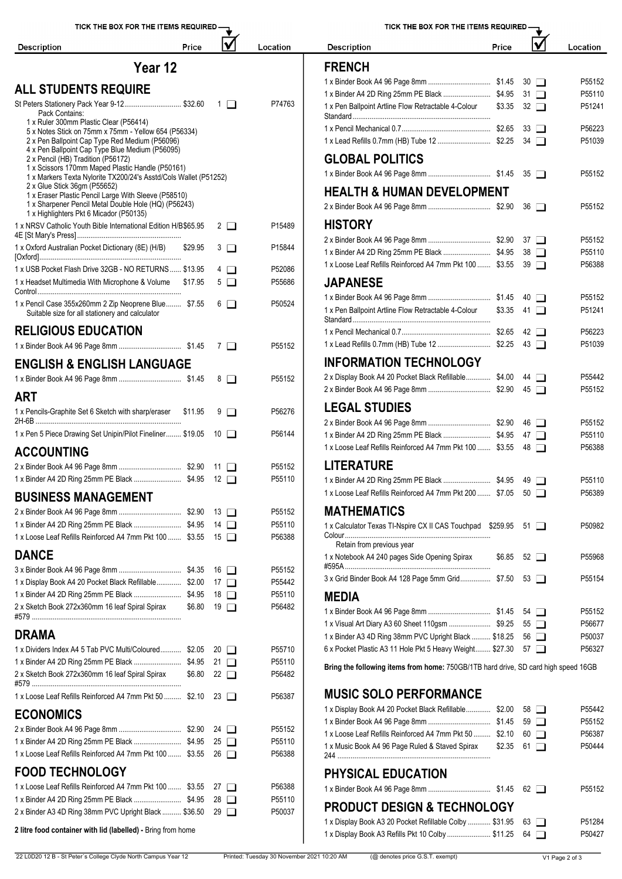TICK THE BOX FOR THE ITEMS REQUIRED

# Year 12

## ALL STUDENTS REQUIRE

| Description | Price | ☑ | Location |
|---|---|---|---|
| St Peters Stationery Pack Year 9-12 | $32.60 | 1 ☐ | P74763 |

Pack Contains:
- 1 x Ruler 300mm Plastic Clear (P56414)
- 5 x Notes Stick on 75mm x 75mm - Yellow 654 (P56334)
- 2 x Pen Ballpoint Cap Type Red Medium (P56096)
- 4 x Pen Ballpoint Cap Type Blue Medium (P56095)
- 2 x Pencil (HB) Tradition (P56172)
- 1 x Scissors 170mm Maped Plastic Handle (P50161)
- 1 x Markers Texta Nylorite TX200/24's Asstd/Cols Wallet (P51252)
- 2 x Glue Stick 36gm (P55652)
- 1 x Eraser Plastic Pencil Large With Sleeve (P58510)
- 1 x Sharpener Pencil Metal Double Hole (HQ) (P56243)
- 1 x Highlighters Pkt 6 Micador (P50135)

| Description | Price | ☑ | Location |
|---|---|---|---|
| 1 x NRSV Catholic Youth Bible International Edition H/B 4E [St Mary's Press] | $65.95 | 2 ☐ | P15489 |
| 1 x Oxford Australian Pocket Dictionary (8E) (H/B) [Oxford] | $29.95 | 3 ☐ | P15844 |
| 1 x USB Pocket Flash Drive 32GB - NO RETURNS | $13.95 | 4 ☐ | P52086 |
| 1 x Headset Multimedia With Microphone & Volume Control | $17.95 | 5 ☐ | P55686 |
| 1 x Pencil Case 355x260mm 2 Zip Neoprene Blue<br>Suitable size for all stationery and calculator | $7.55 | 6 ☐ | P50524 |

## RELIGIOUS EDUCATION

| Description | Price | ☑ | Location |
|---|---|---|---|
| 1 x Binder Book A4 96 Page 8mm | $1.45 | 7 ☐ | P55152 |

## ENGLISH & ENGLISH LANGUAGE

| Description | Price | ☑ | Location |
|---|---|---|---|
| 1 x Binder Book A4 96 Page 8mm | $1.45 | 8 ☐ | P55152 |

## ART

| Description | Price | ☑ | Location |
|---|---|---|---|
| 1 x Pencils-Graphite Set 6 Sketch with sharp/eraser 2H-6B | $11.95 | 9 ☐ | P56276 |
| 1 x Pen 5 Piece Drawing Set Unipin/Pilot Fineliner | $19.05 | 10 ☐ | P56144 |

## ACCOUNTING

| Description | Price | ☑ | Location |
|---|---|---|---|
| 2 x Binder Book A4 96 Page 8mm | $2.90 | 11 ☐ | P55152 |
| 1 x Binder A4 2D Ring 25mm PE Black | $4.95 | 12 ☐ | P55110 |

## BUSINESS MANAGEMENT

| Description | Price | ☑ | Location |
|---|---|---|---|
| 2 x Binder Book A4 96 Page 8mm | $2.90 | 13 ☐ | P55152 |
| 1 x Binder A4 2D Ring 25mm PE Black | $4.95 | 14 ☐ | P55110 |
| 1 x Loose Leaf Refills Reinforced A4 7mm Pkt 100 | $3.55 | 15 ☐ | P56388 |

## DANCE

| Description | Price | ☑ | Location |
|---|---|---|---|
| 3 x Binder Book A4 96 Page 8mm | $4.35 | 16 ☐ | P55152 |
| 1 x Display Book A4 20 Pocket Black Refillable | $2.00 | 17 ☐ | P55442 |
| 1 x Binder A4 2D Ring 25mm PE Black | $4.95 | 18 ☐ | P55110 |
| 2 x Sketch Book 272x360mm 16 leaf Spiral Spirax #579 | $6.80 | 19 ☐ | P56482 |

## DRAMA

| Description | Price | ☑ | Location |
|---|---|---|---|
| 1 x Dividers Index A4 5 Tab PVC Multi/Coloured | $2.05 | 20 ☐ | P55710 |
| 1 x Binder A4 2D Ring 25mm PE Black | $4.95 | 21 ☐ | P55110 |
| 2 x Sketch Book 272x360mm 16 leaf Spiral Spirax #579 | $6.80 | 22 ☐ | P56482 |
| 1 x Loose Leaf Refills Reinforced A4 7mm Pkt 50 | $2.10 | 23 ☐ | P56387 |

## ECONOMICS

| Description | Price | ☑ | Location |
|---|---|---|---|
| 2 x Binder Book A4 96 Page 8mm | $2.90 | 24 ☐ | P55152 |
| 1 x Binder A4 2D Ring 25mm PE Black | $4.95 | 25 ☐ | P55110 |
| 1 x Loose Leaf Refills Reinforced A4 7mm Pkt 100 | $3.55 | 26 ☐ | P56388 |

## FOOD TECHNOLOGY

| Description | Price | ☑ | Location |
|---|---|---|---|
| 1 x Loose Leaf Refills Reinforced A4 7mm Pkt 100 | $3.55 | 27 ☐ | P56388 |
| 1 x Binder A4 2D Ring 25mm PE Black | $4.95 | 28 ☐ | P55110 |
| 2 x Binder A3 4D Ring 38mm PVC Upright Black | $36.50 | 29 ☐ | P50037 |

**2 litre food container with lid (labelled) -** Bring from home

## FRENCH

| Description | Price | ☑ | Location |
|---|---|---|---|
| 1 x Binder Book A4 96 Page 8mm | $1.45 | 30 ☐ | P55152 |
| 1 x Binder A4 2D Ring 25mm PE Black | $4.95 | 31 ☐ | P55110 |
| 1 x Pen Ballpoint Artline Flow Retractable 4-Colour Standard | $3.35 | 32 ☐ | P51241 |
| 1 x Pencil Mechanical 0.7 | $2.65 | 33 ☐ | P56223 |
| 1 x Lead Refills 0.7mm (HB) Tube 12 | $2.25 | 34 ☐ | P51039 |

## GLOBAL POLITICS

| Description | Price | ☑ | Location |
|---|---|---|---|
| 1 x Binder Book A4 96 Page 8mm | $1.45 | 35 ☐ | P55152 |

## HEALTH & HUMAN DEVELOPMENT

| Description | Price | ☑ | Location |
|---|---|---|---|
| 2 x Binder Book A4 96 Page 8mm | $2.90 | 36 ☐ | P55152 |

## HISTORY

| Description | Price | ☑ | Location |
|---|---|---|---|
| 2 x Binder Book A4 96 Page 8mm | $2.90 | 37 ☐ | P55152 |
| 1 x Binder A4 2D Ring 25mm PE Black | $4.95 | 38 ☐ | P55110 |
| 1 x Loose Leaf Refills Reinforced A4 7mm Pkt 100 | $3.55 | 39 ☐ | P56388 |

## JAPANESE

| Description | Price | ☑ | Location |
|---|---|---|---|
| 1 x Binder Book A4 96 Page 8mm | $1.45 | 40 ☐ | P55152 |
| 1 x Pen Ballpoint Artline Flow Retractable 4-Colour Standard | $3.35 | 41 ☐ | P51241 |
| 1 x Pencil Mechanical 0.7 | $2.65 | 42 ☐ | P56223 |
| 1 x Lead Refills 0.7mm (HB) Tube 12 | $2.25 | 43 ☐ | P51039 |

## INFORMATION TECHNOLOGY

| Description | Price | ☑ | Location |
|---|---|---|---|
| 2 x Display Book A4 20 Pocket Black Refillable | $4.00 | 44 ☐ | P55442 |
| 2 x Binder Book A4 96 Page 8mm | $2.90 | 45 ☐ | P55152 |

## LEGAL STUDIES

| Description | Price | ☑ | Location |
|---|---|---|---|
| 2 x Binder Book A4 96 Page 8mm | $2.90 | 46 ☐ | P55152 |
| 1 x Binder A4 2D Ring 25mm PE Black | $4.95 | 47 ☐ | P55110 |
| 1 x Loose Leaf Refills Reinforced A4 7mm Pkt 100 | $3.55 | 48 ☐ | P56388 |

## LITERATURE

| Description | Price | ☑ | Location |
|---|---|---|---|
| 1 x Binder A4 2D Ring 25mm PE Black | $4.95 | 49 ☐ | P55110 |
| 1 x Loose Leaf Refills Reinforced A4 7mm Pkt 200 | $7.05 | 50 ☐ | P56389 |

## MATHEMATICS

| Description | Price | ☑ | Location |
|---|---|---|---|
| 1 x Calculator Texas TI-Nspire CX II CAS Touchpad Colour<br>Retain from previous year | $259.95 | 51 ☐ | P50982 |
| 1 x Notebook A4 240 pages Side Opening Spirax #595A | $6.85 | 52 ☐ | P55968 |
| 3 x Grid Binder Book A4 128 Page 5mm Grid | $7.50 | 53 ☐ | P55154 |

## MEDIA

| Description | Price | ☑ | Location |
|---|---|---|---|
| 1 x Binder Book A4 96 Page 8mm | $1.45 | 54 ☐ | P55152 |
| 1 x Visual Art Diary A3 60 Sheet 110gsm | $9.25 | 55 ☐ | P56677 |
| 1 x Binder A3 4D Ring 38mm PVC Upright Black | $18.25 | 56 ☐ | P50037 |
| 6 x Pocket Plastic A3 11 Hole Pkt 5 Heavy Weight | $27.30 | 57 ☐ | P56327 |

**Bring the following items from home:** 750GB/1TB hard drive, SD card high speed 16GB

## MUSIC SOLO PERFORMANCE

| Description | Price | ☑ | Location |
|---|---|---|---|
| 1 x Display Book A4 20 Pocket Black Refillable | $2.00 | 58 ☐ | P55442 |
| 1 x Binder Book A4 96 Page 8mm | $1.45 | 59 ☐ | P55152 |
| 1 x Loose Leaf Refills Reinforced A4 7mm Pkt 50 | $2.10 | 60 ☐ | P56387 |
| 1 x Music Book A4 96 Page Ruled & Staved Spirax 244 | $2.35 | 61 ☐ | P50444 |

## PHYSICAL EDUCATION

| Description | Price | ☑ | Location |
|---|---|---|---|
| 1 x Binder Book A4 96 Page 8mm | $1.45 | 62 ☐ | P55152 |

## PRODUCT DESIGN & TECHNOLOGY

| Description | Price | ☑ | Location |
|---|---|---|---|
| 1 x Display Book A3 20 Pocket Refillable Colby | $31.95 | 63 ☐ | P51284 |
| 1 x Display Book A3 Refills Pkt 10 Colby | $11.25 | 64 ☐ | P50427 |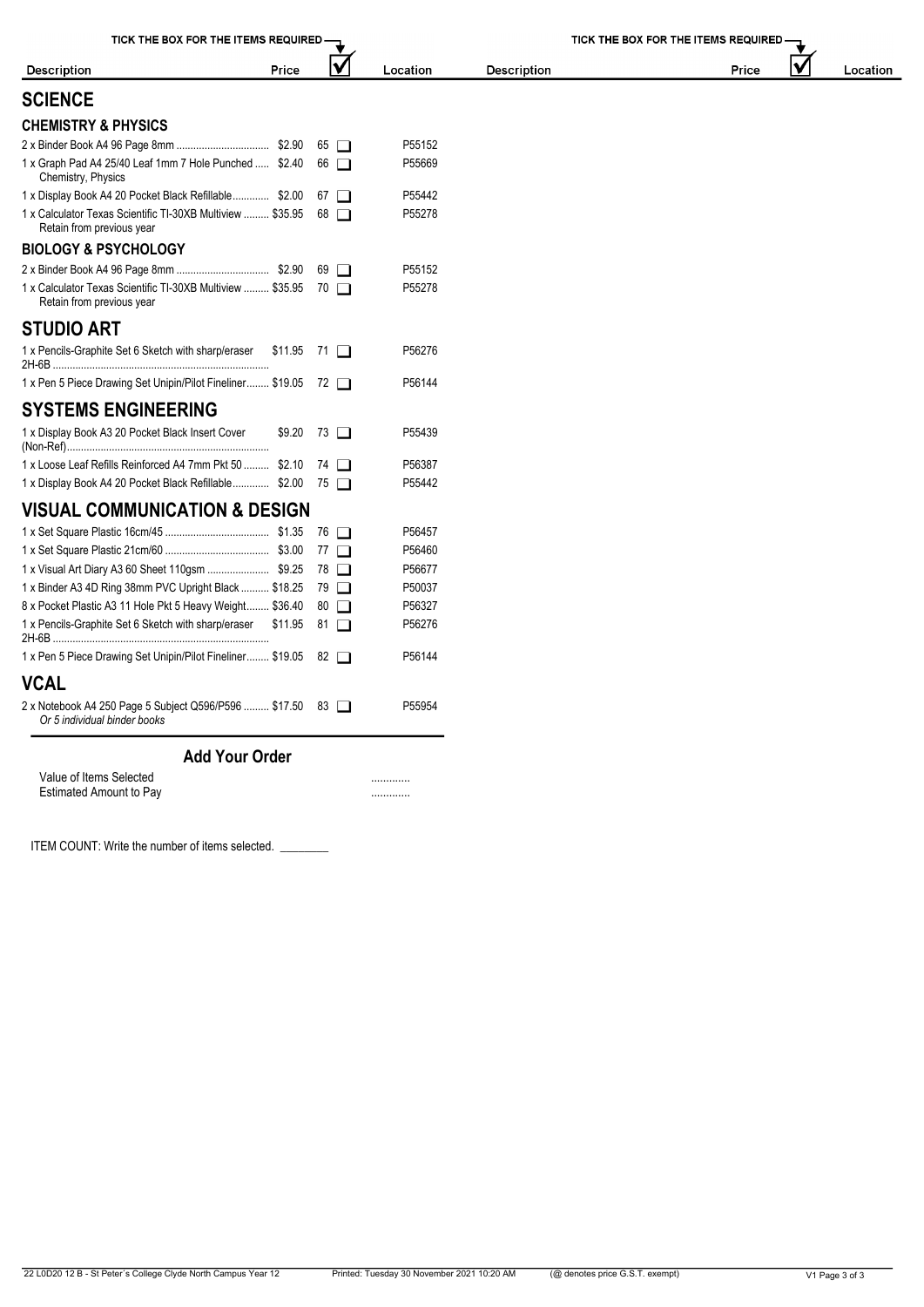| Description | Price | TICK THE BOX FOR THE ITEMS REQUIRED | Location |
|---|---|---|---|

## SCIENCE

### CHEMISTRY & PHYSICS

| Description | Price | | | Location |
|---|---|---|---|---|
| 2 x Binder Book A4 96 Page 8mm | $2.90 | 65 | ☐ | P55152 |
| 1 x Graph Pad A4 25/40 Leaf 1mm 7 Hole Punched Chemistry, Physics | $2.40 | 66 | ☐ | P55669 |
| 1 x Display Book A4 20 Pocket Black Refillable | $2.00 | 67 | ☐ | P55442 |
| 1 x Calculator Texas Scientific TI-30XB Multiview Retain from previous year | $35.95 | 68 | ☐ | P55278 |

### BIOLOGY & PSYCHOLOGY

| Description | Price | | | Location |
|---|---|---|---|---|
| 2 x Binder Book A4 96 Page 8mm | $2.90 | 69 | ☐ | P55152 |
| 1 x Calculator Texas Scientific TI-30XB Multiview Retain from previous year | $35.95 | 70 | ☐ | P55278 |

## STUDIO ART

| Description | Price | | | Location |
|---|---|---|---|---|
| 1 x Pencils-Graphite Set 6 Sketch with sharp/eraser 2H-6B | $11.95 | 71 | ☐ | P56276 |
| 1 x Pen 5 Piece Drawing Set Unipin/Pilot Fineliner | $19.05 | 72 | ☐ | P56144 |

## SYSTEMS ENGINEERING

| Description | Price | | | Location |
|---|---|---|---|---|
| 1 x Display Book A3 20 Pocket Black Insert Cover (Non-Ref) | $9.20 | 73 | ☐ | P55439 |
| 1 x Loose Leaf Refills Reinforced A4 7mm Pkt 50 | $2.10 | 74 | ☐ | P56387 |
| 1 x Display Book A4 20 Pocket Black Refillable | $2.00 | 75 | ☐ | P55442 |

## VISUAL COMMUNICATION & DESIGN

| Description | Price | | | Location |
|---|---|---|---|---|
| 1 x Set Square Plastic 16cm/45 | $1.35 | 76 | ☐ | P56457 |
| 1 x Set Square Plastic 21cm/60 | $3.00 | 77 | ☐ | P56460 |
| 1 x Visual Art Diary A3 60 Sheet 110gsm | $9.25 | 78 | ☐ | P56677 |
| 1 x Binder A3 4D Ring 38mm PVC Upright Black | $18.25 | 79 | ☐ | P50037 |
| 8 x Pocket Plastic A3 11 Hole Pkt 5 Heavy Weight | $36.40 | 80 | ☐ | P56327 |
| 1 x Pencils-Graphite Set 6 Sketch with sharp/eraser 2H-6B | $11.95 | 81 | ☐ | P56276 |
| 1 x Pen 5 Piece Drawing Set Unipin/Pilot Fineliner | $19.05 | 82 | ☐ | P56144 |

## VCAL

| Description | Price | | | Location |
|---|---|---|---|---|
| 2 x Notebook A4 250 Page 5 Subject Q596/P596 *Or 5 individual binder books* | $17.50 | 83 | ☐ | P55954 |

### Add Your Order

Value of Items Selected ............

Estimated Amount to Pay ............

ITEM COUNT: Write the number of items selected. ________

(@ denotes price G.S.T. exempt)